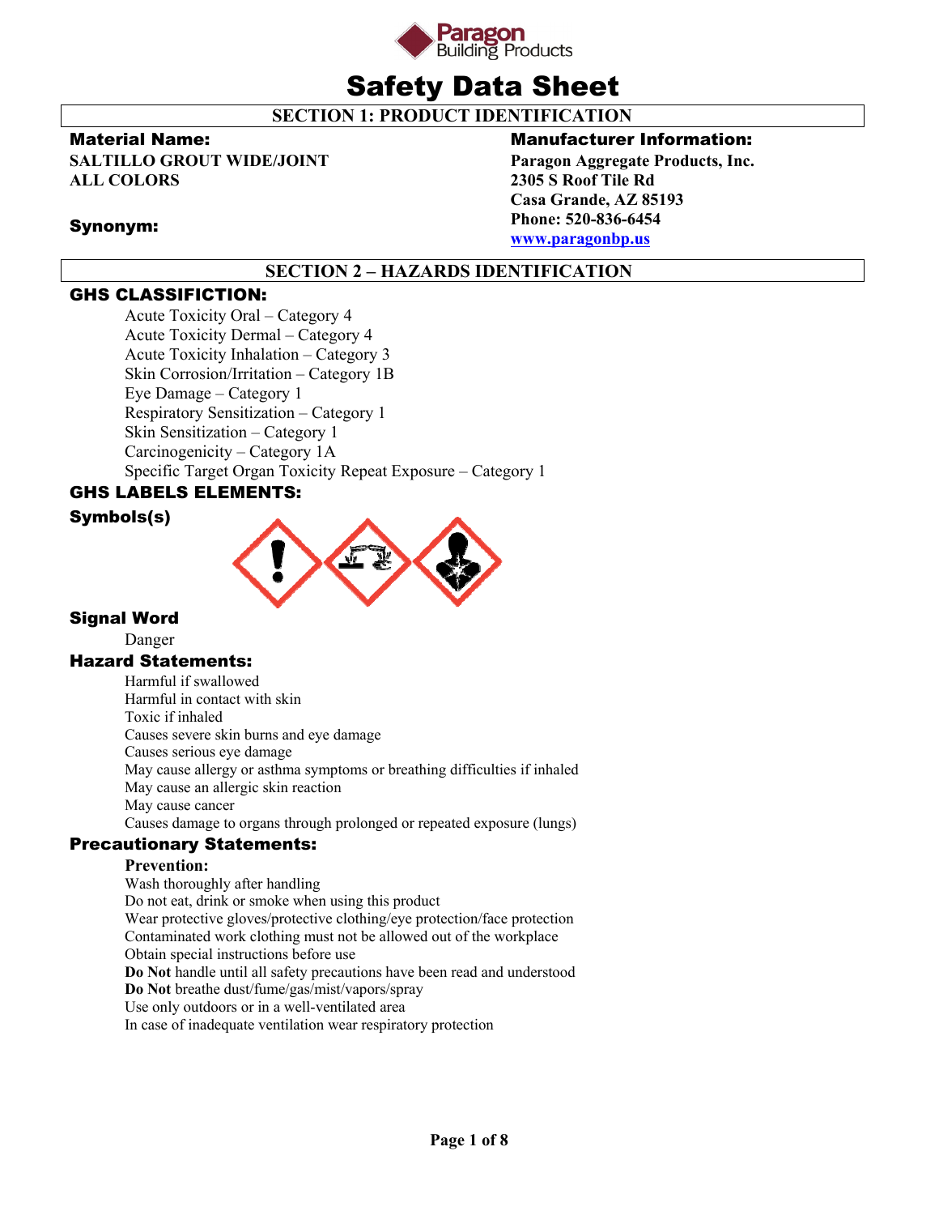Paragon Building Products

# Safety Data Sheet

## SECTION 1: PRODUCT IDENTIFICATION

**Material Name:**

**SALTILLO GROUT WIDE/JOINT**
**ALL COLORS**

**Synonym:**

**Manufacturer Information:**

**Paragon Aggregate Products, Inc.**
**2305 S Roof Tile Rd**
**Casa Grande, AZ 85193**
**Phone: 520-836-6454**
**www.paragonbp.us**

## SECTION 2 – HAZARDS IDENTIFICATION

### GHS CLASSIFICTION:

Acute Toxicity Oral – Category 4
Acute Toxicity Dermal – Category 4
Acute Toxicity Inhalation – Category 3
Skin Corrosion/Irritation – Category 1B
Eye Damage – Category 1
Respiratory Sensitization – Category 1
Skin Sensitization – Category 1
Carcinogenicity – Category 1A
Specific Target Organ Toxicity Repeat Exposure – Category 1

### GHS LABELS ELEMENTS:

**Symbols(s)**

**Signal Word**

Danger

### Hazard Statements:

Harmful if swallowed
Harmful in contact with skin
Toxic if inhaled
Causes severe skin burns and eye damage
Causes serious eye damage
May cause allergy or asthma symptoms or breathing difficulties if inhaled
May cause an allergic skin reaction
May cause cancer
Causes damage to organs through prolonged or repeated exposure (lungs)

### Precautionary Statements:

**Prevention:**

Wash thoroughly after handling
Do not eat, drink or smoke when using this product
Wear protective gloves/protective clothing/eye protection/face protection
Contaminated work clothing must not be allowed out of the workplace
Obtain special instructions before use
**Do Not** handle until all safety precautions have been read and understood
**Do Not** breathe dust/fume/gas/mist/vapors/spray
Use only outdoors or in a well-ventilated area
In case of inadequate ventilation wear respiratory protection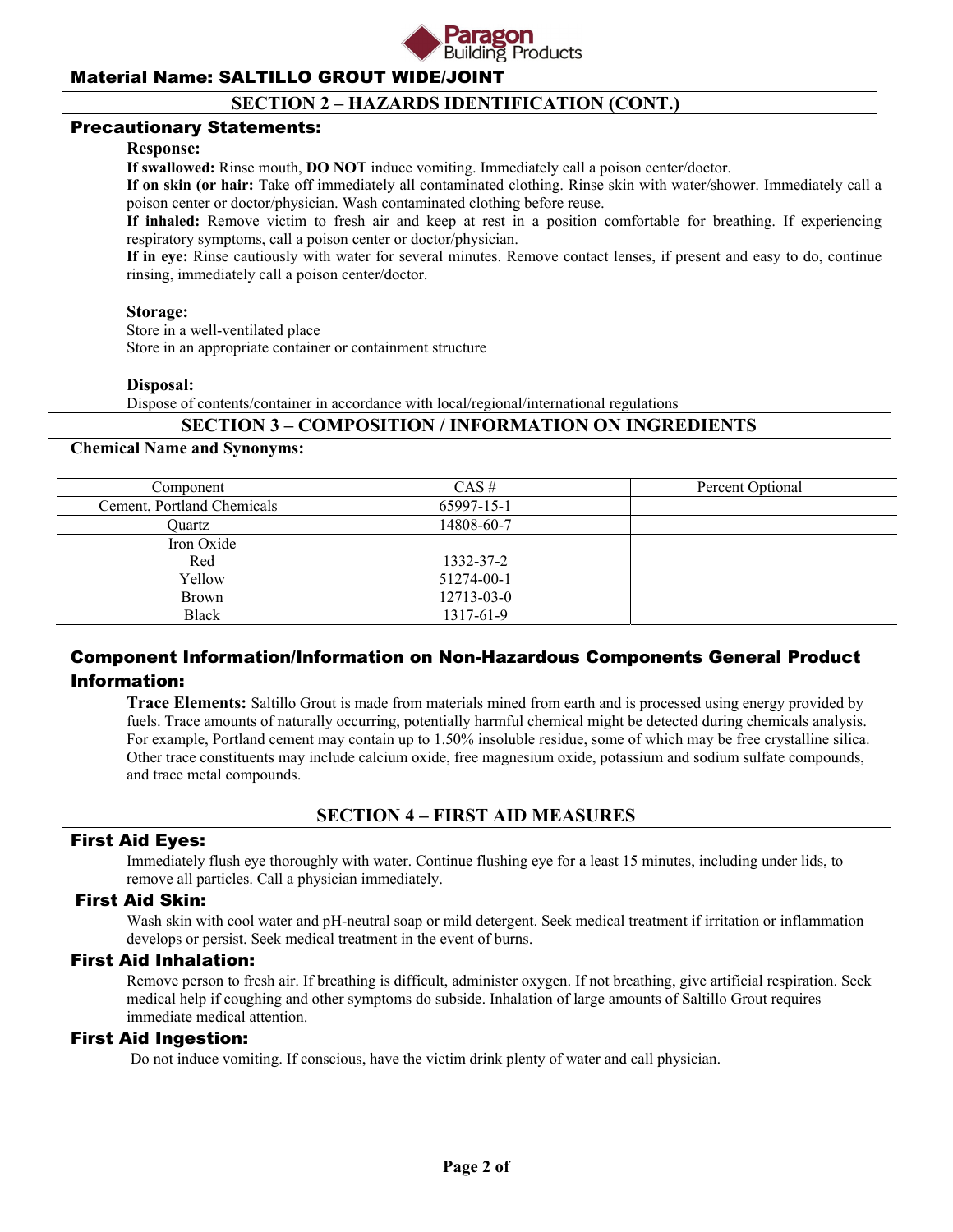**Material Name: SALTILLO GROUT WIDE/JOINT**

## SECTION 2 – HAZARDS IDENTIFICATION (CONT.)

### Precautionary Statements:

**Response:**

**If swallowed:** Rinse mouth, **DO NOT** induce vomiting. Immediately call a poison center/doctor.

**If on skin (or hair:** Take off immediately all contaminated clothing. Rinse skin with water/shower. Immediately call a poison center or doctor/physician. Wash contaminated clothing before reuse.

**If inhaled:** Remove victim to fresh air and keep at rest in a position comfortable for breathing. If experiencing respiratory symptoms, call a poison center or doctor/physician.

**If in eye:** Rinse cautiously with water for several minutes. Remove contact lenses, if present and easy to do, continue rinsing, immediately call a poison center/doctor.

**Storage:**

Store in a well-ventilated place
Store in an appropriate container or containment structure

**Disposal:**

Dispose of contents/container in accordance with local/regional/international regulations

## SECTION 3 – COMPOSITION / INFORMATION ON INGREDIENTS

**Chemical Name and Synonyms:**

| Component | CAS # | Percent Optional |
|---|---|---|
| Cement, Portland Chemicals | 65997-15-1 | |
| Quartz | 14808-60-7 | |
| Iron Oxide | | |
| Red | 1332-37-2 | |
| Yellow | 51274-00-1 | |
| Brown | 12713-03-0 | |
| Black | 1317-61-9 | |

### Component Information/Information on Non-Hazardous Components General Product Information:

**Trace Elements:** Saltillo Grout is made from materials mined from earth and is processed using energy provided by fuels. Trace amounts of naturally occurring, potentially harmful chemical might be detected during chemicals analysis. For example, Portland cement may contain up to 1.50% insoluble residue, some of which may be free crystalline silica. Other trace constituents may include calcium oxide, free magnesium oxide, potassium and sodium sulfate compounds, and trace metal compounds.

## SECTION 4 – FIRST AID MEASURES

### First Aid Eyes:

Immediately flush eye thoroughly with water. Continue flushing eye for a least 15 minutes, including under lids, to remove all particles. Call a physician immediately.

### First Aid Skin:

Wash skin with cool water and pH-neutral soap or mild detergent. Seek medical treatment if irritation or inflammation develops or persist. Seek medical treatment in the event of burns.

### First Aid Inhalation:

Remove person to fresh air. If breathing is difficult, administer oxygen. If not breathing, give artificial respiration. Seek medical help if coughing and other symptoms do subside. Inhalation of large amounts of Saltillo Grout requires immediate medical attention.

### First Aid Ingestion:

Do not induce vomiting. If conscious, have the victim drink plenty of water and call physician.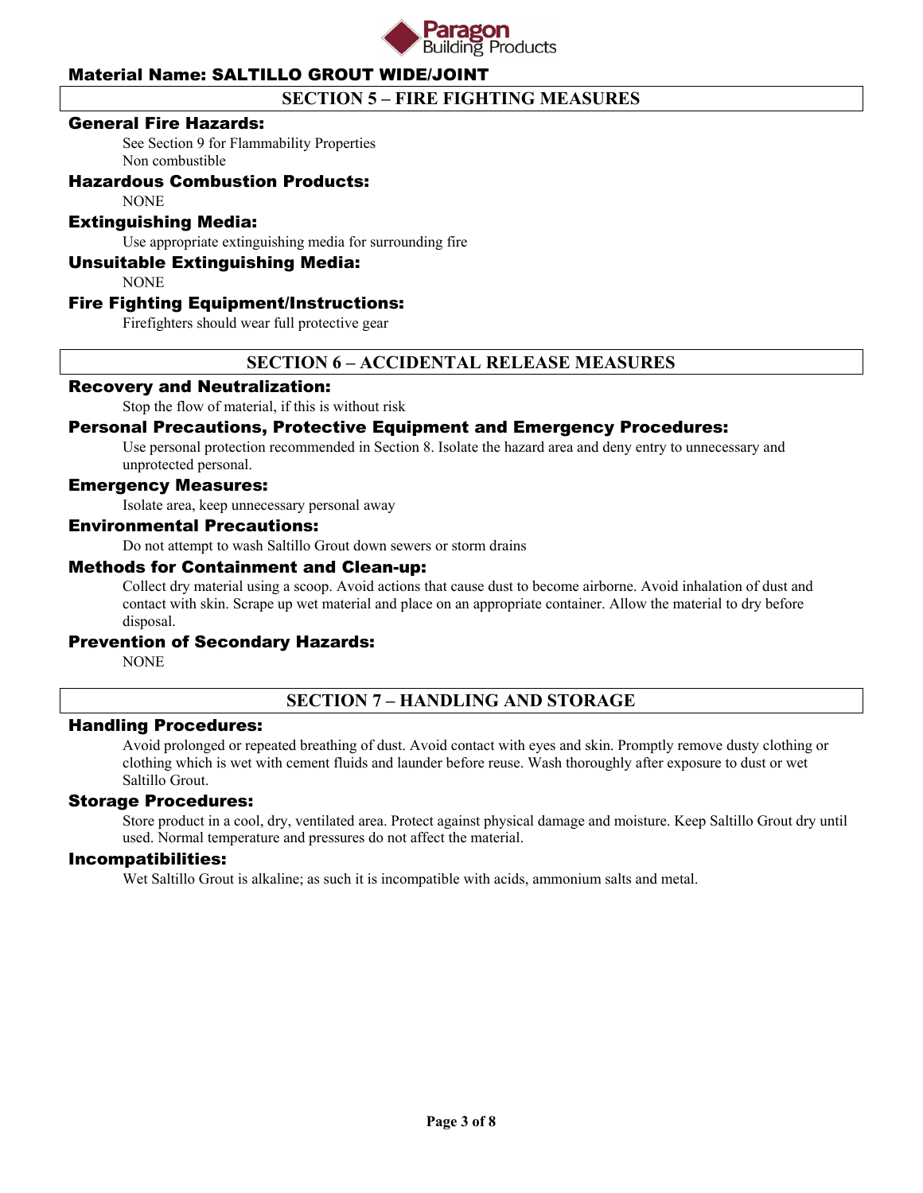**Material Name: SALTILLO GROUT WIDE/JOINT**

## SECTION 5 – FIRE FIGHTING MEASURES

### General Fire Hazards:

See Section 9 for Flammability Properties
Non combustible

### Hazardous Combustion Products:

NONE

### Extinguishing Media:

Use appropriate extinguishing media for surrounding fire

### Unsuitable Extinguishing Media:

NONE

### Fire Fighting Equipment/Instructions:

Firefighters should wear full protective gear

## SECTION 6 – ACCIDENTAL RELEASE MEASURES

### Recovery and Neutralization:

Stop the flow of material, if this is without risk

### Personal Precautions, Protective Equipment and Emergency Procedures:

Use personal protection recommended in Section 8. Isolate the hazard area and deny entry to unnecessary and unprotected personal.

### Emergency Measures:

Isolate area, keep unnecessary personal away

### Environmental Precautions:

Do not attempt to wash Saltillo Grout down sewers or storm drains

### Methods for Containment and Clean-up:

Collect dry material using a scoop. Avoid actions that cause dust to become airborne. Avoid inhalation of dust and contact with skin. Scrape up wet material and place on an appropriate container. Allow the material to dry before disposal.

### Prevention of Secondary Hazards:

NONE

## SECTION 7 – HANDLING AND STORAGE

### Handling Procedures:

Avoid prolonged or repeated breathing of dust. Avoid contact with eyes and skin. Promptly remove dusty clothing or clothing which is wet with cement fluids and launder before reuse. Wash thoroughly after exposure to dust or wet Saltillo Grout.

### Storage Procedures:

Store product in a cool, dry, ventilated area. Protect against physical damage and moisture. Keep Saltillo Grout dry until used. Normal temperature and pressures do not affect the material.

### Incompatibilities:

Wet Saltillo Grout is alkaline; as such it is incompatible with acids, ammonium salts and metal.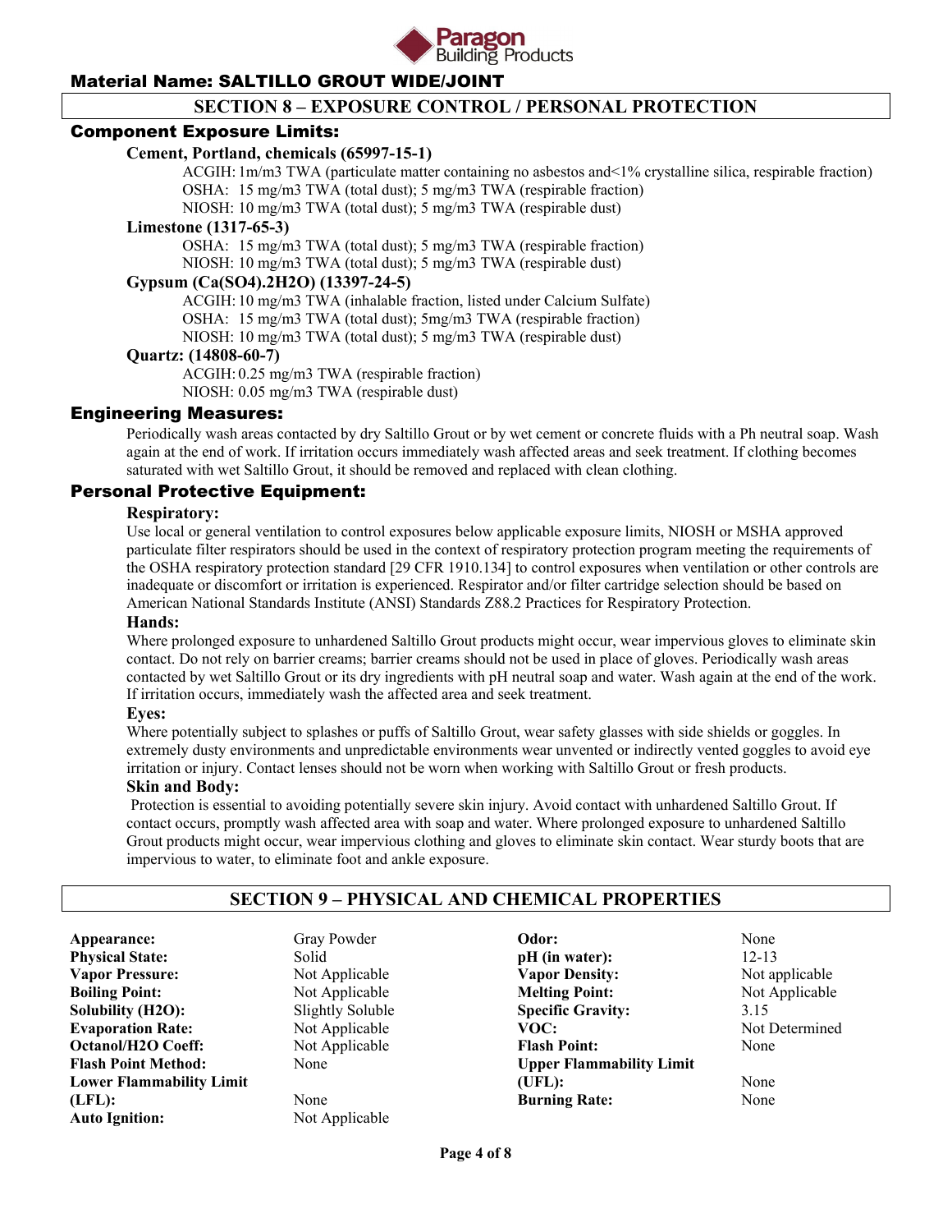Material Name: SALTILLO GROUT WIDE/JOINT

## SECTION 8 – EXPOSURE CONTROL / PERSONAL PROTECTION

### Component Exposure Limits:

**Cement, Portland, chemicals (65997-15-1)**

ACGIH: 1m/m3 TWA (particulate matter containing no asbestos and<1% crystalline silica, respirable fraction)
OSHA: 15 mg/m3 TWA (total dust); 5 mg/m3 TWA (respirable fraction)
NIOSH: 10 mg/m3 TWA (total dust); 5 mg/m3 TWA (respirable dust)

**Limestone (1317-65-3)**

OSHA: 15 mg/m3 TWA (total dust); 5 mg/m3 TWA (respirable fraction)
NIOSH: 10 mg/m3 TWA (total dust); 5 mg/m3 TWA (respirable dust)

**Gypsum (Ca(SO4).2H2O) (13397-24-5)**

ACGIH: 10 mg/m3 TWA (inhalable fraction, listed under Calcium Sulfate)
OSHA: 15 mg/m3 TWA (total dust); 5mg/m3 TWA (respirable fraction)
NIOSH: 10 mg/m3 TWA (total dust); 5 mg/m3 TWA (respirable dust)

**Quartz: (14808-60-7)**

ACGIH: 0.25 mg/m3 TWA (respirable fraction)
NIOSH: 0.05 mg/m3 TWA (respirable dust)

### Engineering Measures:

Periodically wash areas contacted by dry Saltillo Grout or by wet cement or concrete fluids with a Ph neutral soap. Wash again at the end of work. If irritation occurs immediately wash affected areas and seek treatment. If clothing becomes saturated with wet Saltillo Grout, it should be removed and replaced with clean clothing.

### Personal Protective Equipment:

**Respiratory:**

Use local or general ventilation to control exposures below applicable exposure limits, NIOSH or MSHA approved particulate filter respirators should be used in the context of respiratory protection program meeting the requirements of the OSHA respiratory protection standard [29 CFR 1910.134] to control exposures when ventilation or other controls are inadequate or discomfort or irritation is experienced. Respirator and/or filter cartridge selection should be based on American National Standards Institute (ANSI) Standards Z88.2 Practices for Respiratory Protection.

**Hands:**

Where prolonged exposure to unhardened Saltillo Grout products might occur, wear impervious gloves to eliminate skin contact. Do not rely on barrier creams; barrier creams should not be used in place of gloves. Periodically wash areas contacted by wet Saltillo Grout or its dry ingredients with pH neutral soap and water. Wash again at the end of the work. If irritation occurs, immediately wash the affected area and seek treatment.

**Eyes:**

Where potentially subject to splashes or puffs of Saltillo Grout, wear safety glasses with side shields or goggles. In extremely dusty environments and unpredictable environments wear unvented or indirectly vented goggles to avoid eye irritation or injury. Contact lenses should not be worn when working with Saltillo Grout or fresh products.

**Skin and Body:**

Protection is essential to avoiding potentially severe skin injury. Avoid contact with unhardened Saltillo Grout. If contact occurs, promptly wash affected area with soap and water. Where prolonged exposure to unhardened Saltillo Grout products might occur, wear impervious clothing and gloves to eliminate skin contact. Wear sturdy boots that are impervious to water, to eliminate foot and ankle exposure.

## SECTION 9 – PHYSICAL AND CHEMICAL PROPERTIES

| | | | |
|---|---|---|---|
| **Appearance:** | Gray Powder | **Odor:** | None |
| **Physical State:** | Solid | **pH (in water):** | 12-13 |
| **Vapor Pressure:** | Not Applicable | **Vapor Density:** | Not applicable |
| **Boiling Point:** | Not Applicable | **Melting Point:** | Not Applicable |
| **Solubility (H2O):** | Slightly Soluble | **Specific Gravity:** | 3.15 |
| **Evaporation Rate:** | Not Applicable | **VOC:** | Not Determined |
| **Octanol/H2O Coeff:** | Not Applicable | **Flash Point:** | None |
| **Flash Point Method:** | None | **Upper Flammability Limit (UFL):** | None |
| **Lower Flammability Limit (LFL):** | None | **Burning Rate:** | None |
| **Auto Ignition:** | Not Applicable | | |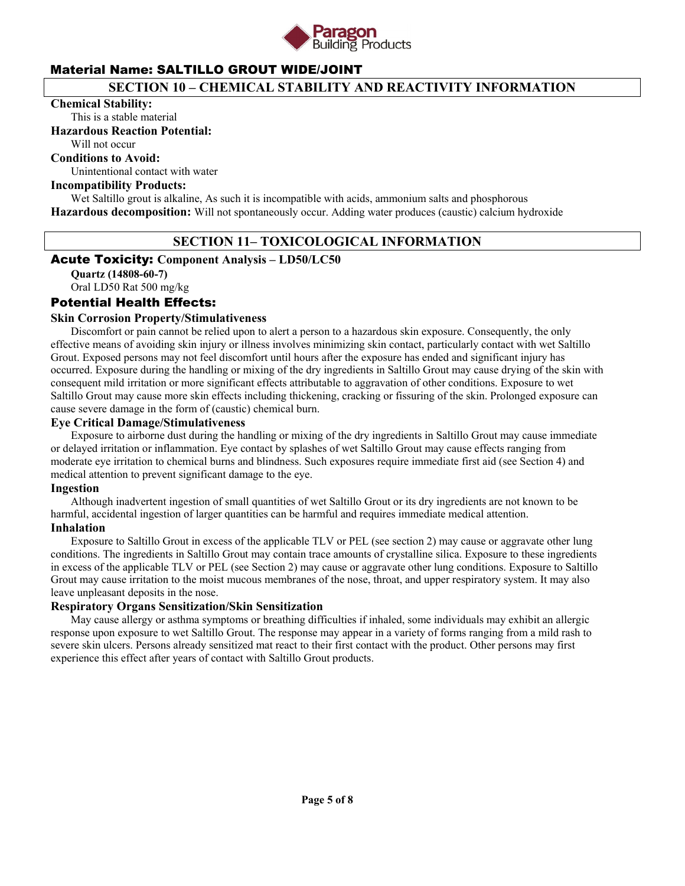## Material Name: SALTILLO GROUT WIDE/JOINT

## SECTION 10 – CHEMICAL STABILITY AND REACTIVITY INFORMATION

**Chemical Stability:**

This is a stable material

**Hazardous Reaction Potential:**

Will not occur

**Conditions to Avoid:**

Unintentional contact with water

**Incompatibility Products:**

Wet Saltillo grout is alkaline, As such it is incompatible with acids, ammonium salts and phosphorous

**Hazardous decomposition:** Will not spontaneously occur. Adding water produces (caustic) calcium hydroxide

## SECTION 11– TOXICOLOGICAL INFORMATION

### Acute Toxicity: Component Analysis – LD50/LC50

**Quartz (14808-60-7)**

Oral LD50 Rat 500 mg/kg

### Potential Health Effects:

**Skin Corrosion Property/Stimulativeness**

Discomfort or pain cannot be relied upon to alert a person to a hazardous skin exposure. Consequently, the only effective means of avoiding skin injury or illness involves minimizing skin contact, particularly contact with wet Saltillo Grout. Exposed persons may not feel discomfort until hours after the exposure has ended and significant injury has occurred. Exposure during the handling or mixing of the dry ingredients in Saltillo Grout may cause drying of the skin with consequent mild irritation or more significant effects attributable to aggravation of other conditions. Exposure to wet Saltillo Grout may cause more skin effects including thickening, cracking or fissuring of the skin. Prolonged exposure can cause severe damage in the form of (caustic) chemical burn.

**Eye Critical Damage/Stimulativeness**

Exposure to airborne dust during the handling or mixing of the dry ingredients in Saltillo Grout may cause immediate or delayed irritation or inflammation. Eye contact by splashes of wet Saltillo Grout may cause effects ranging from moderate eye irritation to chemical burns and blindness. Such exposures require immediate first aid (see Section 4) and medical attention to prevent significant damage to the eye.

**Ingestion**

Although inadvertent ingestion of small quantities of wet Saltillo Grout or its dry ingredients are not known to be harmful, accidental ingestion of larger quantities can be harmful and requires immediate medical attention.

**Inhalation**

Exposure to Saltillo Grout in excess of the applicable TLV or PEL (see section 2) may cause or aggravate other lung conditions. The ingredients in Saltillo Grout may contain trace amounts of crystalline silica. Exposure to these ingredients in excess of the applicable TLV or PEL (see Section 2) may cause or aggravate other lung conditions. Exposure to Saltillo Grout may cause irritation to the moist mucous membranes of the nose, throat, and upper respiratory system. It may also leave unpleasant deposits in the nose.

**Respiratory Organs Sensitization/Skin Sensitization**

May cause allergy or asthma symptoms or breathing difficulties if inhaled, some individuals may exhibit an allergic response upon exposure to wet Saltillo Grout. The response may appear in a variety of forms ranging from a mild rash to severe skin ulcers. Persons already sensitized mat react to their first contact with the product. Other persons may first experience this effect after years of contact with Saltillo Grout products.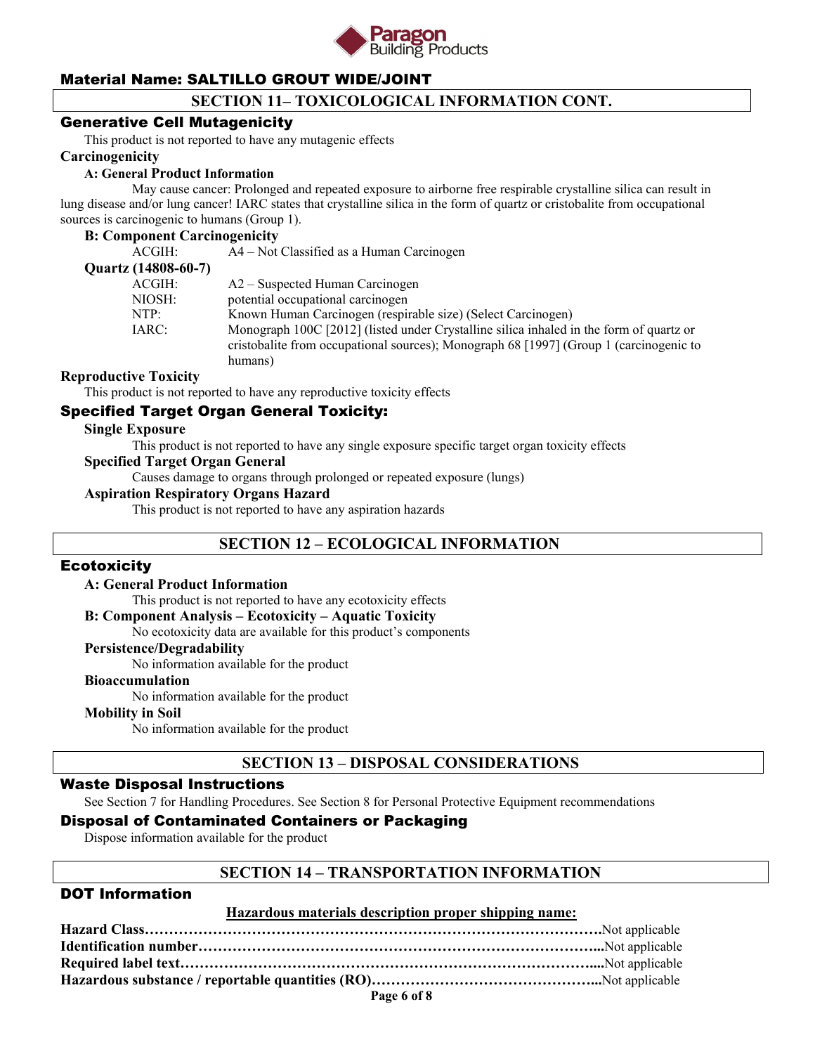Material Name: SALTILLO GROUT WIDE/JOINT

## SECTION 11– TOXICOLOGICAL INFORMATION CONT.

### Generative Cell Mutagenicity

This product is not reported to have any mutagenic effects

**Carcinogenicity**

**A: General Product Information**

May cause cancer: Prolonged and repeated exposure to airborne free respirable crystalline silica can result in lung disease and/or lung cancer! IARC states that crystalline silica in the form of quartz or cristobalite from occupational sources is carcinogenic to humans (Group 1).

**B: Component Carcinogenicity**

| | |
|---|---|
| ACGIH: | A4 – Not Classified as a Human Carcinogen |

**Quartz (14808-60-7)**

| | |
|---|---|
| ACGIH: | A2 – Suspected Human Carcinogen |
| NIOSH: | potential occupational carcinogen |
| NTP: | Known Human Carcinogen (respirable size) (Select Carcinogen) |
| IARC: | Monograph 100C [2012] (listed under Crystalline silica inhaled in the form of quartz or cristobalite from occupational sources); Monograph 68 [1997] (Group 1 (carcinogenic to humans) |

**Reproductive Toxicity**

This product is not reported to have any reproductive toxicity effects

### Specified Target Organ General Toxicity:

**Single Exposure**

This product is not reported to have any single exposure specific target organ toxicity effects

**Specified Target Organ General**

Causes damage to organs through prolonged or repeated exposure (lungs)

**Aspiration Respiratory Organs Hazard**

This product is not reported to have any aspiration hazards

## SECTION 12 – ECOLOGICAL INFORMATION

### Ecotoxicity

**A: General Product Information**

This product is not reported to have any ecotoxicity effects

**B: Component Analysis – Ecotoxicity – Aquatic Toxicity**

No ecotoxicity data are available for this product's components

**Persistence/Degradability**

No information available for the product

**Bioaccumulation**

No information available for the product

**Mobility in Soil**

No information available for the product

## SECTION 13 – DISPOSAL CONSIDERATIONS

### Waste Disposal Instructions

See Section 7 for Handling Procedures. See Section 8 for Personal Protective Equipment recommendations

### Disposal of Contaminated Containers or Packaging

Dispose information available for the product

## SECTION 14 – TRANSPORTATION INFORMATION

### DOT Information

**Hazardous materials description proper shipping name:**

**Hazard Class……………………………………………………………………………………….**Not applicable
**Identification number………………………………………………………………………….....**Not applicable
**Required label text……………………………………………………………………………....**Not applicable
**Hazardous substance / reportable quantities (RO)………………………………………....**Not applicable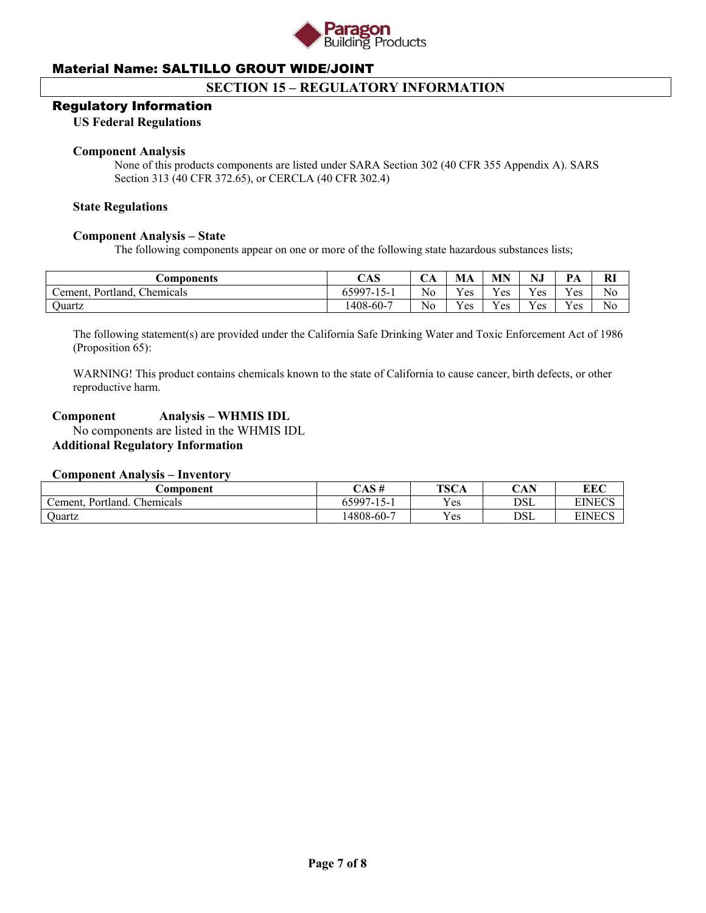**Material Name: SALTILLO GROUT WIDE/JOINT**

## SECTION 15 – REGULATORY INFORMATION

### Regulatory Information

**US Federal Regulations**

**Component Analysis**

None of this products components are listed under SARA Section 302 (40 CFR 355 Appendix A). SARS Section 313 (40 CFR 372.65), or CERCLA (40 CFR 302.4)

**State Regulations**

**Component Analysis – State**

The following components appear on one or more of the following state hazardous substances lists;

| Components | CAS | CA | MA | MN | NJ | PA | RI |
|---|---|---|---|---|---|---|---|
| Cement, Portland, Chemicals | 65997-15-1 | No | Yes | Yes | Yes | Yes | No |
| Quartz | 1408-60-7 | No | Yes | Yes | Yes | Yes | No |

The following statement(s) are provided under the California Safe Drinking Water and Toxic Enforcement Act of 1986 (Proposition 65):

WARNING! This product contains chemicals known to the state of California to cause cancer, birth defects, or other reproductive harm.

**Component Analysis – WHMIS IDL**

No components are listed in the WHMIS IDL

**Additional Regulatory Information**

**Component Analysis – Inventory**

| Component | CAS # | TSCA | CAN | EEC |
|---|---|---|---|---|
| Cement, Portland. Chemicals | 65997-15-1 | Yes | DSL | EINECS |
| Quartz | 14808-60-7 | Yes | DSL | EINECS |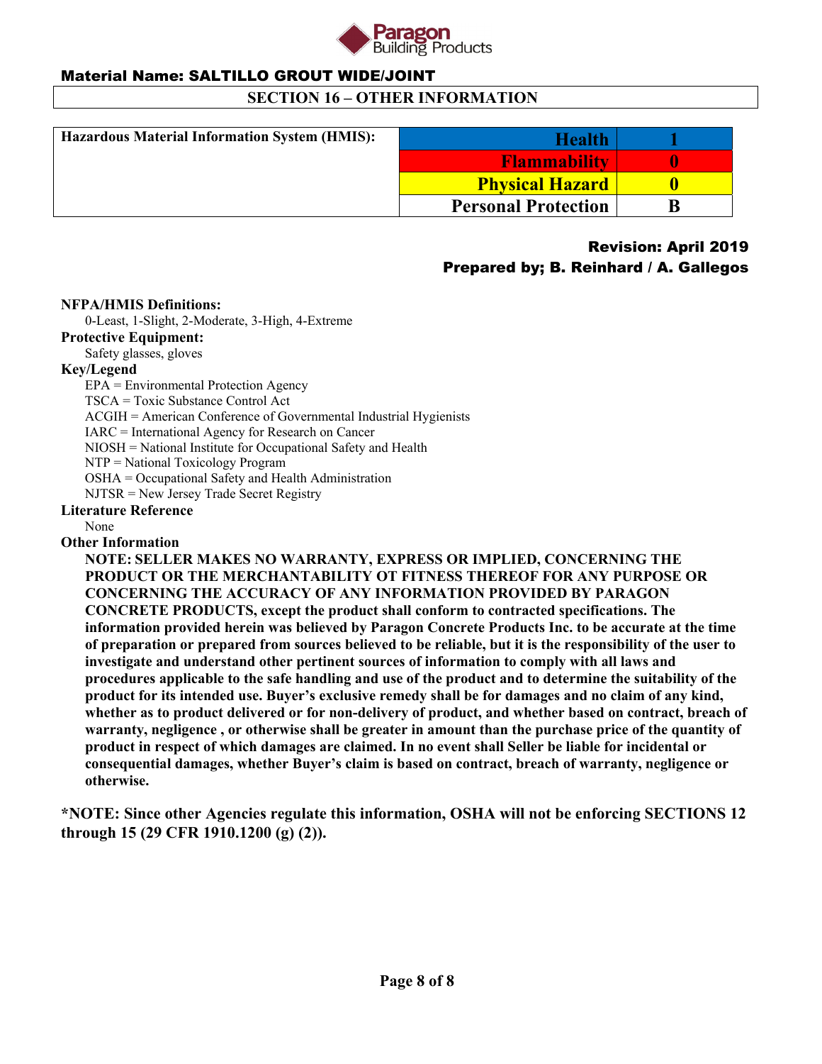Material Name: SALTILLO GROUT WIDE/JOINT

## SECTION 16 – OTHER INFORMATION

| | | |
|---|---|---|
| **Hazardous Material Information System (HMIS):** | **Health** | **1** |
| | **Flammability** | **0** |
| | **Physical Hazard** | **0** |
| | **Personal Protection** | **B** |

**Revision: April 2019**
**Prepared by; B. Reinhard / A. Gallegos**

**NFPA/HMIS Definitions:**
0-Least, 1-Slight, 2-Moderate, 3-High, 4-Extreme

**Protective Equipment:**
Safety glasses, gloves

**Key/Legend**
EPA = Environmental Protection Agency
TSCA = Toxic Substance Control Act
ACGIH = American Conference of Governmental Industrial Hygienists
IARC = International Agency for Research on Cancer
NIOSH = National Institute for Occupational Safety and Health
NTP = National Toxicology Program
OSHA = Occupational Safety and Health Administration
NJTSR = New Jersey Trade Secret Registry

**Literature Reference**
None

**Other Information**
**NOTE: SELLER MAKES NO WARRANTY, EXPRESS OR IMPLIED, CONCERNING THE PRODUCT OR THE MERCHANTABILITY OT FITNESS THEREOF FOR ANY PURPOSE OR CONCERNING THE ACCURACY OF ANY INFORMATION PROVIDED BY PARAGON CONCRETE PRODUCTS, except the product shall conform to contracted specifications. The information provided herein was believed by Paragon Concrete Products Inc. to be accurate at the time of preparation or prepared from sources believed to be reliable, but it is the responsibility of the user to investigate and understand other pertinent sources of information to comply with all laws and procedures applicable to the safe handling and use of the product and to determine the suitability of the product for its intended use. Buyer's exclusive remedy shall be for damages and no claim of any kind, whether as to product delivered or for non-delivery of product, and whether based on contract, breach of warranty, negligence , or otherwise shall be greater in amount than the purchase price of the quantity of product in respect of which damages are claimed. In no event shall Seller be liable for incidental or consequential damages, whether Buyer's claim is based on contract, breach of warranty, negligence or otherwise.**

**\*NOTE: Since other Agencies regulate this information, OSHA will not be enforcing SECTIONS 12 through 15 (29 CFR 1910.1200 (g) (2)).**